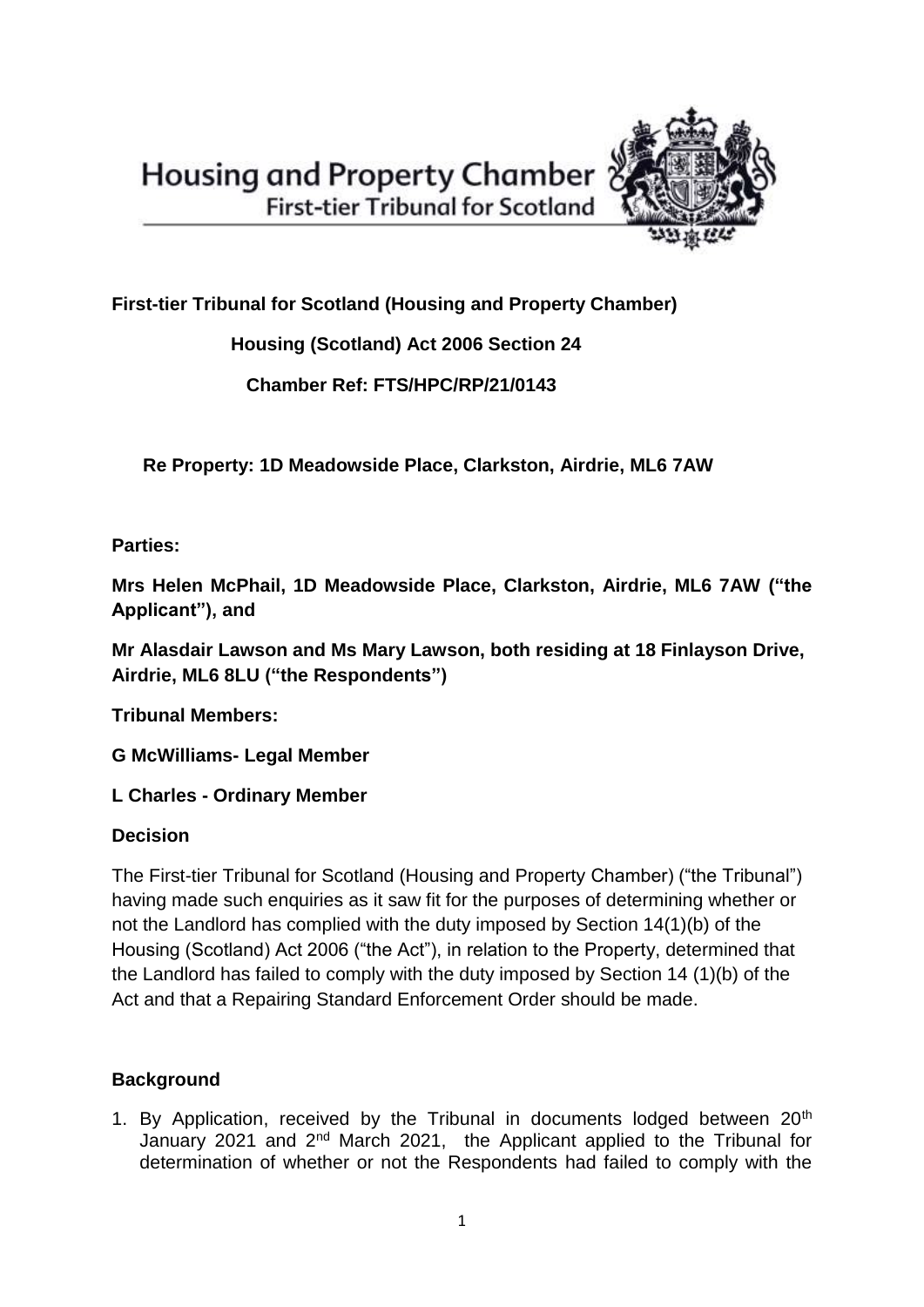Housing and Property Chamber
First-tier Tribunal for Scotland

**First-tier Tribunal for Scotland (Housing and Property Chamber)**

**Housing (Scotland) Act 2006 Section 24**

**Chamber Ref: FTS/HPC/RP/21/0143**

**Re Property: 1D Meadowside Place, Clarkston, Airdrie, ML6 7AW**

**Parties:**

**Mrs Helen McPhail, 1D Meadowside Place, Clarkston, Airdrie, ML6 7AW ("the Applicant"), and**

**Mr Alasdair Lawson and Ms Mary Lawson, both residing at 18 Finlayson Drive, Airdrie, ML6 8LU ("the Respondents")**

**Tribunal Members:**

**G McWilliams- Legal Member**

**L Charles - Ordinary Member**

**Decision**

The First-tier Tribunal for Scotland (Housing and Property Chamber) ("the Tribunal") having made such enquiries as it saw fit for the purposes of determining whether or not the Landlord has complied with the duty imposed by Section 14(1)(b) of the Housing (Scotland) Act 2006 ("the Act"), in relation to the Property, determined that the Landlord has failed to comply with the duty imposed by Section 14 (1)(b) of the Act and that a Repairing Standard Enforcement Order should be made.

**Background**

1. By Application, received by the Tribunal in documents lodged between 20th January 2021 and 2nd March 2021, the Applicant applied to the Tribunal for determination of whether or not the Respondents had failed to comply with the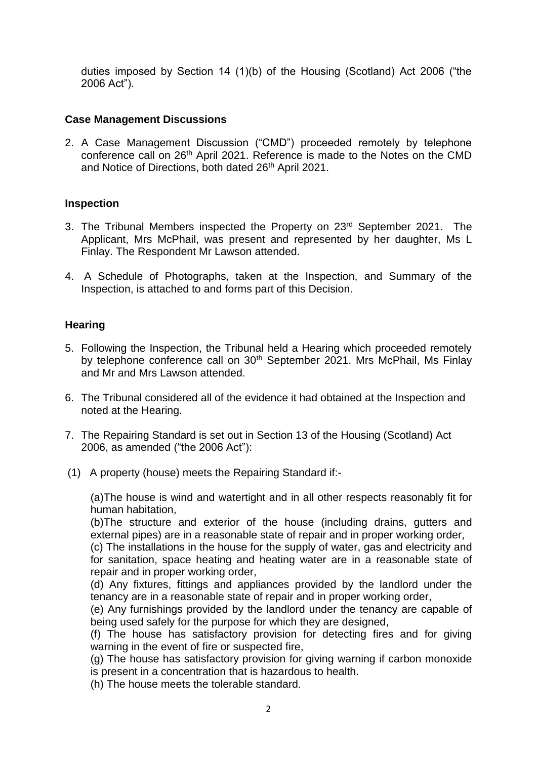duties imposed by Section 14 (1)(b) of the Housing (Scotland) Act 2006 ("the 2006 Act").

**Case Management Discussions**

2. A Case Management Discussion ("CMD") proceeded remotely by telephone conference call on 26th April 2021. Reference is made to the Notes on the CMD and Notice of Directions, both dated 26th April 2021.

**Inspection**

3. The Tribunal Members inspected the Property on 23rd September 2021. The Applicant, Mrs McPhail, was present and represented by her daughter, Ms L Finlay. The Respondent Mr Lawson attended.

4. A Schedule of Photographs, taken at the Inspection, and Summary of the Inspection, is attached to and forms part of this Decision.

**Hearing**

5. Following the Inspection, the Tribunal held a Hearing which proceeded remotely by telephone conference call on 30th September 2021. Mrs McPhail, Ms Finlay and Mr and Mrs Lawson attended.

6. The Tribunal considered all of the evidence it had obtained at the Inspection and noted at the Hearing.

7. The Repairing Standard is set out in Section 13 of the Housing (Scotland) Act 2006, as amended ("the 2006 Act"):

(1) A property (house) meets the Repairing Standard if:-

(a)The house is wind and watertight and in all other respects reasonably fit for human habitation,
(b)The structure and exterior of the house (including drains, gutters and external pipes) are in a reasonable state of repair and in proper working order,
(c) The installations in the house for the supply of water, gas and electricity and for sanitation, space heating and heating water are in a reasonable state of repair and in proper working order,
(d) Any fixtures, fittings and appliances provided by the landlord under the tenancy are in a reasonable state of repair and in proper working order,
(e) Any furnishings provided by the landlord under the tenancy are capable of being used safely for the purpose for which they are designed,
(f) The house has satisfactory provision for detecting fires and for giving warning in the event of fire or suspected fire,
(g) The house has satisfactory provision for giving warning if carbon monoxide is present in a concentration that is hazardous to health.
(h) The house meets the tolerable standard.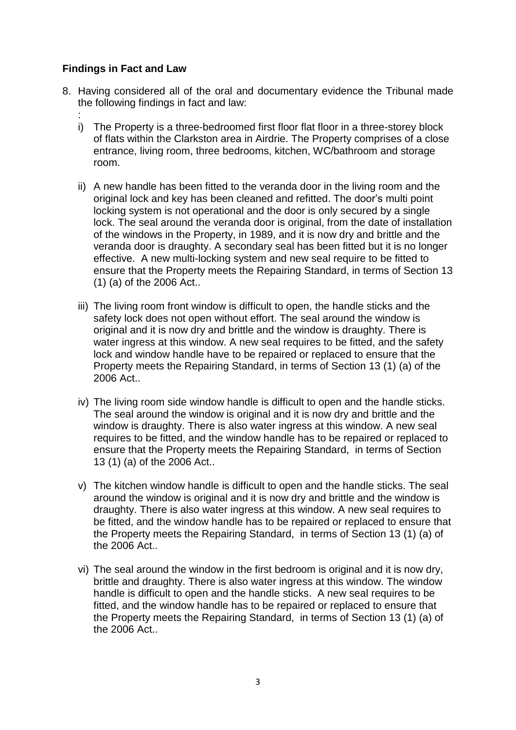**Findings in Fact and Law**

8. Having considered all of the oral and documentary evidence the Tribunal made the following findings in fact and law:

   :

   i) The Property is a three-bedroomed first floor flat floor in a three-storey block of flats within the Clarkston area in Airdrie. The Property comprises of a close entrance, living room, three bedrooms, kitchen, WC/bathroom and storage room.

   ii) A new handle has been fitted to the veranda door in the living room and the original lock and key has been cleaned and refitted. The door's multi point locking system is not operational and the door is only secured by a single lock. The seal around the veranda door is original, from the date of installation of the windows in the Property, in 1989, and it is now dry and brittle and the veranda door is draughty. A secondary seal has been fitted but it is no longer effective. A new multi-locking system and new seal require to be fitted to ensure that the Property meets the Repairing Standard, in terms of Section 13 (1) (a) of the 2006 Act..

   iii) The living room front window is difficult to open, the handle sticks and the safety lock does not open without effort. The seal around the window is original and it is now dry and brittle and the window is draughty. There is water ingress at this window. A new seal requires to be fitted, and the safety lock and window handle have to be repaired or replaced to ensure that the Property meets the Repairing Standard, in terms of Section 13 (1) (a) of the 2006 Act..

   iv) The living room side window handle is difficult to open and the handle sticks. The seal around the window is original and it is now dry and brittle and the window is draughty. There is also water ingress at this window. A new seal requires to be fitted, and the window handle has to be repaired or replaced to ensure that the Property meets the Repairing Standard, in terms of Section 13 (1) (a) of the 2006 Act..

   v) The kitchen window handle is difficult to open and the handle sticks. The seal around the window is original and it is now dry and brittle and the window is draughty. There is also water ingress at this window. A new seal requires to be fitted, and the window handle has to be repaired or replaced to ensure that the Property meets the Repairing Standard, in terms of Section 13 (1) (a) of the 2006 Act..

   vi) The seal around the window in the first bedroom is original and it is now dry, brittle and draughty. There is also water ingress at this window. The window handle is difficult to open and the handle sticks. A new seal requires to be fitted, and the window handle has to be repaired or replaced to ensure that the Property meets the Repairing Standard, in terms of Section 13 (1) (a) of the 2006 Act..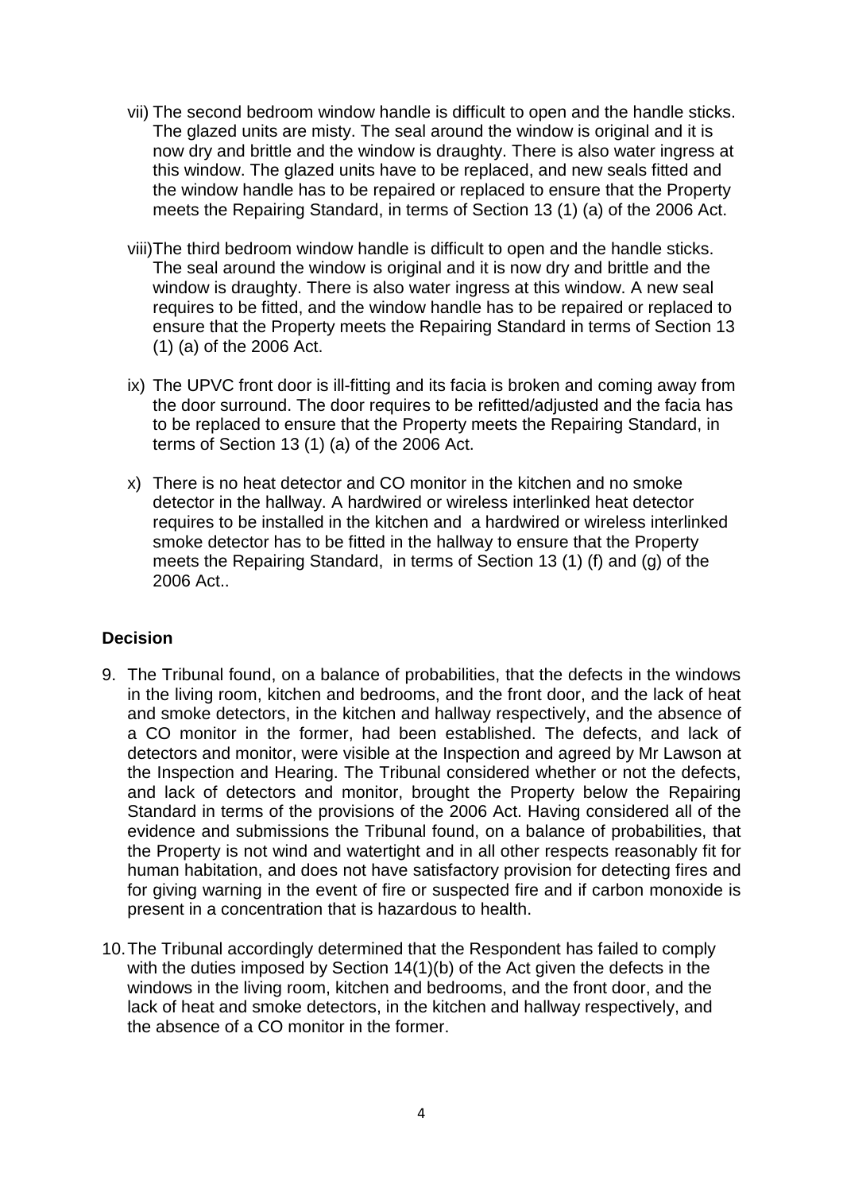vii) The second bedroom window handle is difficult to open and the handle sticks. The glazed units are misty. The seal around the window is original and it is now dry and brittle and the window is draughty. There is also water ingress at this window. The glazed units have to be replaced, and new seals fitted and the window handle has to be repaired or replaced to ensure that the Property meets the Repairing Standard, in terms of Section 13 (1) (a) of the 2006 Act.

viii) The third bedroom window handle is difficult to open and the handle sticks. The seal around the window is original and it is now dry and brittle and the window is draughty. There is also water ingress at this window. A new seal requires to be fitted, and the window handle has to be repaired or replaced to ensure that the Property meets the Repairing Standard in terms of Section 13 (1) (a) of the 2006 Act.

ix) The UPVC front door is ill-fitting and its facia is broken and coming away from the door surround. The door requires to be refitted/adjusted and the facia has to be replaced to ensure that the Property meets the Repairing Standard, in terms of Section 13 (1) (a) of the 2006 Act.

x) There is no heat detector and CO monitor in the kitchen and no smoke detector in the hallway. A hardwired or wireless interlinked heat detector requires to be installed in the kitchen and a hardwired or wireless interlinked smoke detector has to be fitted in the hallway to ensure that the Property meets the Repairing Standard, in terms of Section 13 (1) (f) and (g) of the 2006 Act..

### Decision

9. The Tribunal found, on a balance of probabilities, that the defects in the windows in the living room, kitchen and bedrooms, and the front door, and the lack of heat and smoke detectors, in the kitchen and hallway respectively, and the absence of a CO monitor in the former, had been established. The defects, and lack of detectors and monitor, were visible at the Inspection and agreed by Mr Lawson at the Inspection and Hearing. The Tribunal considered whether or not the defects, and lack of detectors and monitor, brought the Property below the Repairing Standard in terms of the provisions of the 2006 Act. Having considered all of the evidence and submissions the Tribunal found, on a balance of probabilities, that the Property is not wind and watertight and in all other respects reasonably fit for human habitation, and does not have satisfactory provision for detecting fires and for giving warning in the event of fire or suspected fire and if carbon monoxide is present in a concentration that is hazardous to health.

10. The Tribunal accordingly determined that the Respondent has failed to comply with the duties imposed by Section 14(1)(b) of the Act given the defects in the windows in the living room, kitchen and bedrooms, and the front door, and the lack of heat and smoke detectors, in the kitchen and hallway respectively, and the absence of a CO monitor in the former.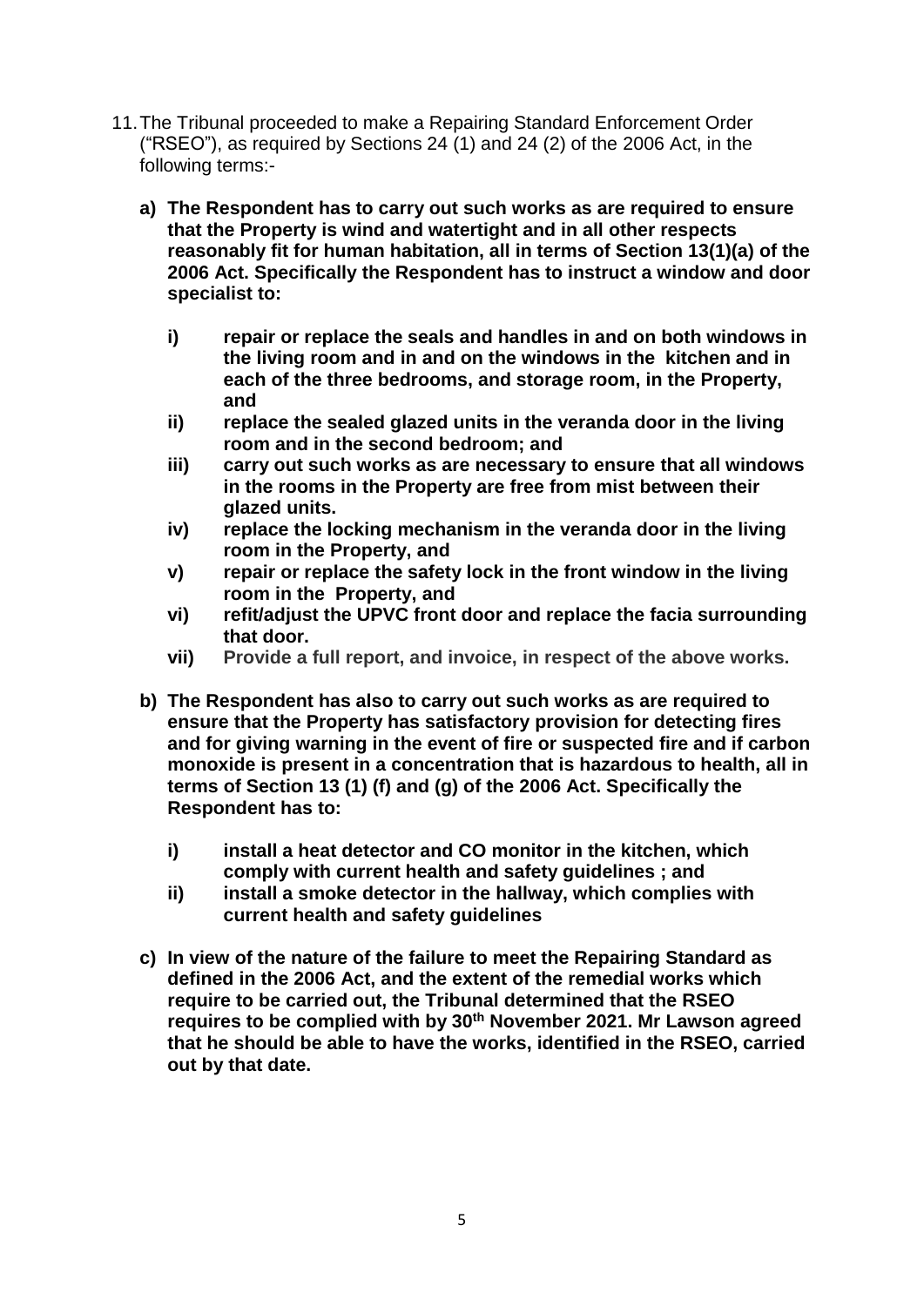11. The Tribunal proceeded to make a Repairing Standard Enforcement Order ("RSEO"), as required by Sections 24 (1) and 24 (2) of the 2006 Act, in the following terms:-

    **a) The Respondent has to carry out such works as are required to ensure that the Property is wind and watertight and in all other respects reasonably fit for human habitation, all in terms of Section 13(1)(a) of the 2006 Act. Specifically the Respondent has to instruct a window and door specialist to:**

    **i) repair or replace the seals and handles in and on both windows in the living room and in and on the windows in the kitchen and in each of the three bedrooms, and storage room, in the Property, and**

    **ii) replace the sealed glazed units in the veranda door in the living room and in the second bedroom; and**

    **iii) carry out such works as are necessary to ensure that all windows in the rooms in the Property are free from mist between their glazed units.**

    **iv) replace the locking mechanism in the veranda door in the living room in the Property, and**

    **v) repair or replace the safety lock in the front window in the living room in the Property, and**

    **vi) refit/adjust the UPVC front door and replace the facia surrounding that door.**

    **vii) Provide a full report, and invoice, in respect of the above works.**

    **b) The Respondent has also to carry out such works as are required to ensure that the Property has satisfactory provision for detecting fires and for giving warning in the event of fire or suspected fire and if carbon monoxide is present in a concentration that is hazardous to health, all in terms of Section 13 (1) (f) and (g) of the 2006 Act. Specifically the Respondent has to:**

    **i) install a heat detector and CO monitor in the kitchen, which comply with current health and safety guidelines ; and**

    **ii) install a smoke detector in the hallway, which complies with current health and safety guidelines**

    **c) In view of the nature of the failure to meet the Repairing Standard as defined in the 2006 Act, and the extent of the remedial works which require to be carried out, the Tribunal determined that the RSEO requires to be complied with by 30th November 2021. Mr Lawson agreed that he should be able to have the works, identified in the RSEO, carried out by that date.**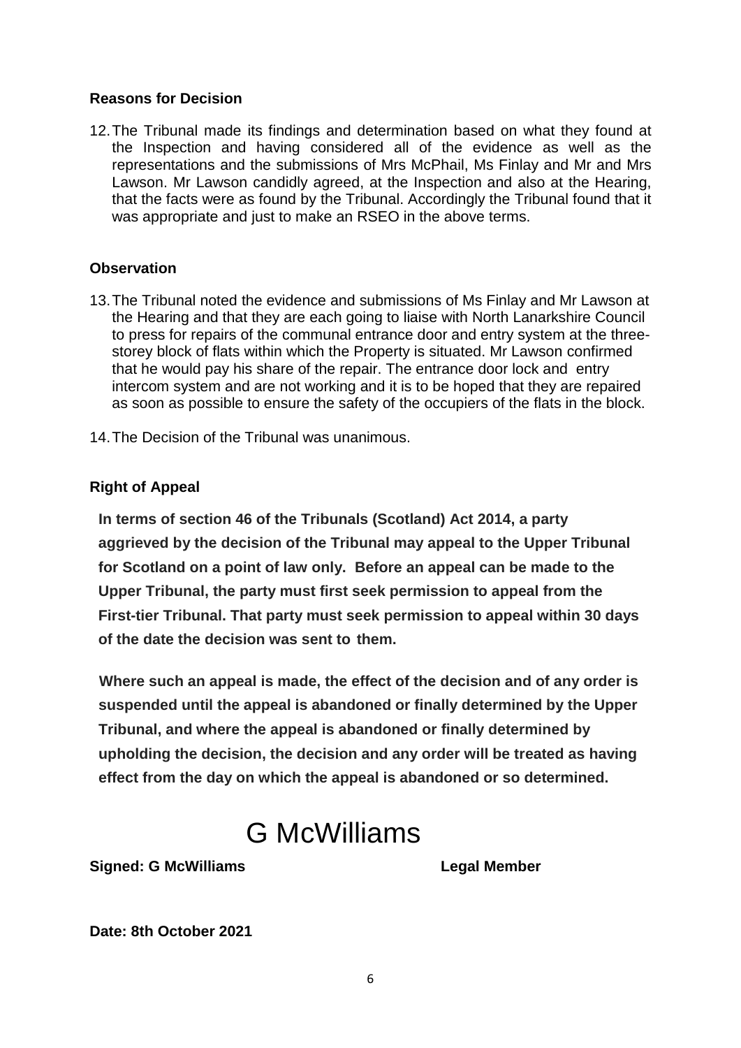**Reasons for Decision**

12. The Tribunal made its findings and determination based on what they found at the Inspection and having considered all of the evidence as well as the representations and the submissions of Mrs McPhail, Ms Finlay and Mr and Mrs Lawson. Mr Lawson candidly agreed, at the Inspection and also at the Hearing, that the facts were as found by the Tribunal. Accordingly the Tribunal found that it was appropriate and just to make an RSEO in the above terms.

**Observation**

13. The Tribunal noted the evidence and submissions of Ms Finlay and Mr Lawson at the Hearing and that they are each going to liaise with North Lanarkshire Council to press for repairs of the communal entrance door and entry system at the three-storey block of flats within which the Property is situated. Mr Lawson confirmed that he would pay his share of the repair. The entrance door lock and entry intercom system and are not working and it is to be hoped that they are repaired as soon as possible to ensure the safety of the occupiers of the flats in the block.

14. The Decision of the Tribunal was unanimous.

**Right of Appeal**

**In terms of section 46 of the Tribunals (Scotland) Act 2014, a party aggrieved by the decision of the Tribunal may appeal to the Upper Tribunal for Scotland on a point of law only. Before an appeal can be made to the Upper Tribunal, the party must first seek permission to appeal from the First-tier Tribunal. That party must seek permission to appeal within 30 days of the date the decision was sent to them.**

**Where such an appeal is made, the effect of the decision and of any order is suspended until the appeal is abandoned or finally determined by the Upper Tribunal, and where the appeal is abandoned or finally determined by upholding the decision, the decision and any order will be treated as having effect from the day on which the appeal is abandoned or so determined.**

G McWilliams

**Signed: G McWilliams** **Legal Member**

**Date: 8th October 2021**